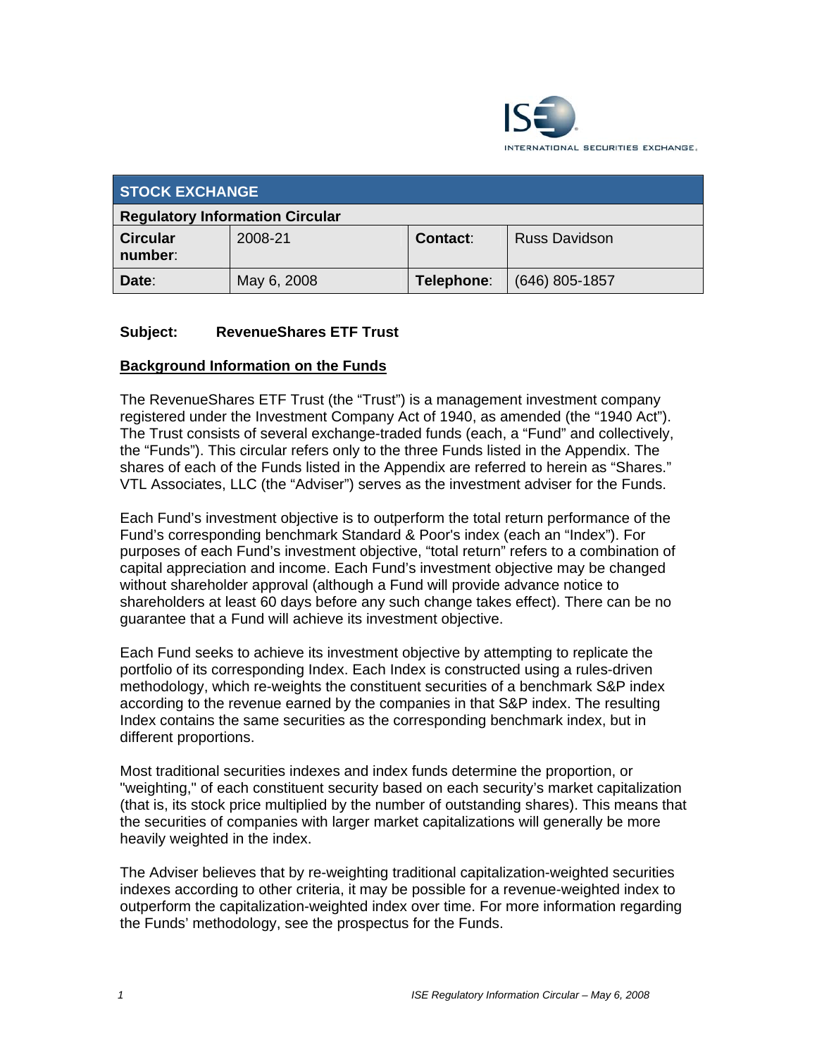ISE INTERNATIONAL SECURITIES EXCHANGE.

| STOCK EXCHANGE | | | |
|---|---|---|---|
| **Regulatory Information Circular** | | | |
| **Circular number:** | 2008-21 | **Contact:** | Russ Davidson |
| **Date:** | May 6, 2008 | **Telephone:** | (646) 805-1857 |

**Subject: RevenueShares ETF Trust**

## Background Information on the Funds

The RevenueShares ETF Trust (the "Trust") is a management investment company registered under the Investment Company Act of 1940, as amended (the "1940 Act"). The Trust consists of several exchange-traded funds (each, a "Fund" and collectively, the "Funds"). This circular refers only to the three Funds listed in the Appendix. The shares of each of the Funds listed in the Appendix are referred to herein as "Shares." VTL Associates, LLC (the "Adviser") serves as the investment adviser for the Funds.

Each Fund's investment objective is to outperform the total return performance of the Fund's corresponding benchmark Standard & Poor's index (each an "Index"). For purposes of each Fund's investment objective, "total return" refers to a combination of capital appreciation and income. Each Fund's investment objective may be changed without shareholder approval (although a Fund will provide advance notice to shareholders at least 60 days before any such change takes effect). There can be no guarantee that a Fund will achieve its investment objective.

Each Fund seeks to achieve its investment objective by attempting to replicate the portfolio of its corresponding Index. Each Index is constructed using a rules-driven methodology, which re-weights the constituent securities of a benchmark S&P index according to the revenue earned by the companies in that S&P index. The resulting Index contains the same securities as the corresponding benchmark index, but in different proportions.

Most traditional securities indexes and index funds determine the proportion, or "weighting," of each constituent security based on each security's market capitalization (that is, its stock price multiplied by the number of outstanding shares). This means that the securities of companies with larger market capitalizations will generally be more heavily weighted in the index.

The Adviser believes that by re-weighting traditional capitalization-weighted securities indexes according to other criteria, it may be possible for a revenue-weighted index to outperform the capitalization-weighted index over time. For more information regarding the Funds' methodology, see the prospectus for the Funds.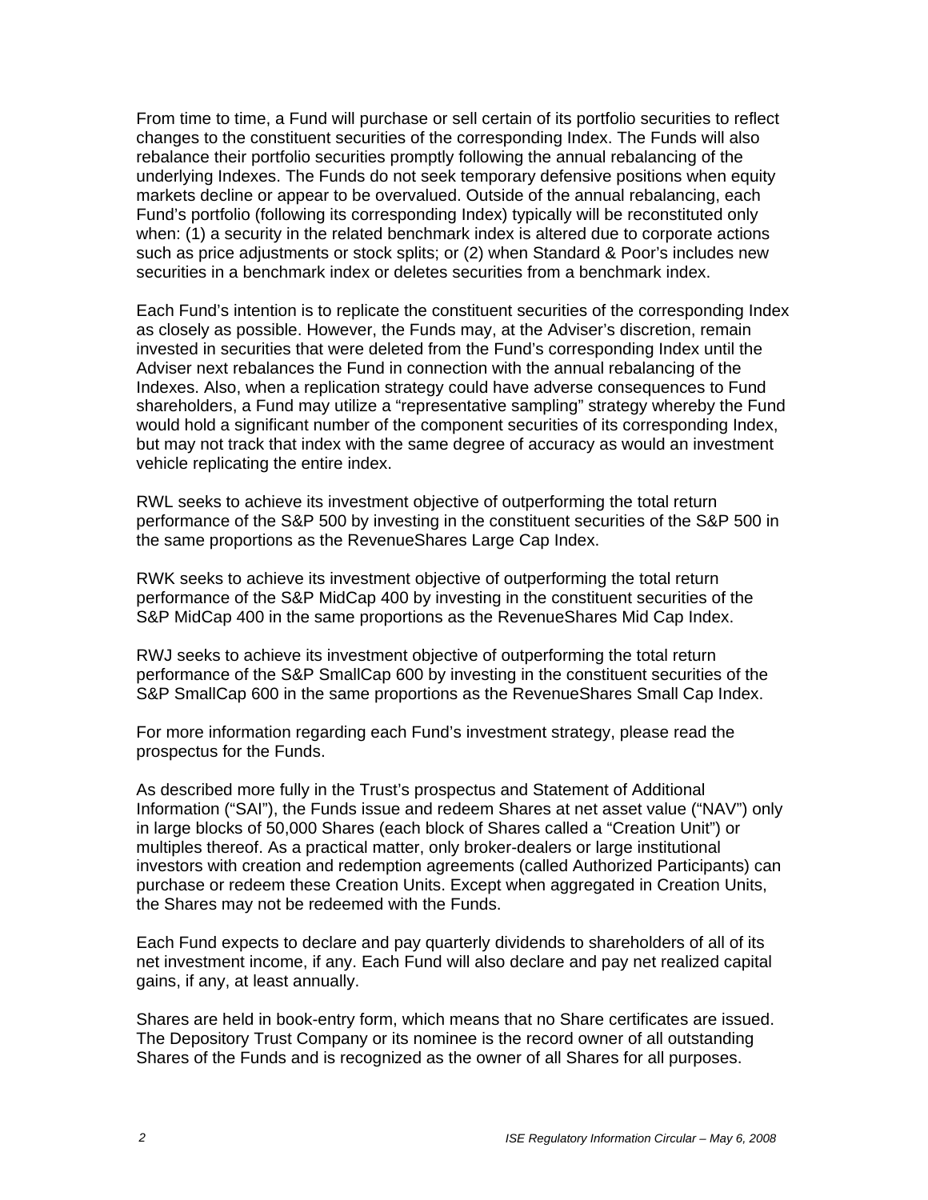From time to time, a Fund will purchase or sell certain of its portfolio securities to reflect changes to the constituent securities of the corresponding Index. The Funds will also rebalance their portfolio securities promptly following the annual rebalancing of the underlying Indexes. The Funds do not seek temporary defensive positions when equity markets decline or appear to be overvalued. Outside of the annual rebalancing, each Fund's portfolio (following its corresponding Index) typically will be reconstituted only when: (1) a security in the related benchmark index is altered due to corporate actions such as price adjustments or stock splits; or (2) when Standard & Poor's includes new securities in a benchmark index or deletes securities from a benchmark index.

Each Fund's intention is to replicate the constituent securities of the corresponding Index as closely as possible. However, the Funds may, at the Adviser's discretion, remain invested in securities that were deleted from the Fund's corresponding Index until the Adviser next rebalances the Fund in connection with the annual rebalancing of the Indexes. Also, when a replication strategy could have adverse consequences to Fund shareholders, a Fund may utilize a "representative sampling" strategy whereby the Fund would hold a significant number of the component securities of its corresponding Index, but may not track that index with the same degree of accuracy as would an investment vehicle replicating the entire index.

RWL seeks to achieve its investment objective of outperforming the total return performance of the S&P 500 by investing in the constituent securities of the S&P 500 in the same proportions as the RevenueShares Large Cap Index.

RWK seeks to achieve its investment objective of outperforming the total return performance of the S&P MidCap 400 by investing in the constituent securities of the S&P MidCap 400 in the same proportions as the RevenueShares Mid Cap Index.

RWJ seeks to achieve its investment objective of outperforming the total return performance of the S&P SmallCap 600 by investing in the constituent securities of the S&P SmallCap 600 in the same proportions as the RevenueShares Small Cap Index.

For more information regarding each Fund's investment strategy, please read the prospectus for the Funds.

As described more fully in the Trust's prospectus and Statement of Additional Information ("SAI"), the Funds issue and redeem Shares at net asset value ("NAV") only in large blocks of 50,000 Shares (each block of Shares called a "Creation Unit") or multiples thereof. As a practical matter, only broker-dealers or large institutional investors with creation and redemption agreements (called Authorized Participants) can purchase or redeem these Creation Units. Except when aggregated in Creation Units, the Shares may not be redeemed with the Funds.

Each Fund expects to declare and pay quarterly dividends to shareholders of all of its net investment income, if any. Each Fund will also declare and pay net realized capital gains, if any, at least annually.

Shares are held in book-entry form, which means that no Share certificates are issued. The Depository Trust Company or its nominee is the record owner of all outstanding Shares of the Funds and is recognized as the owner of all Shares for all purposes.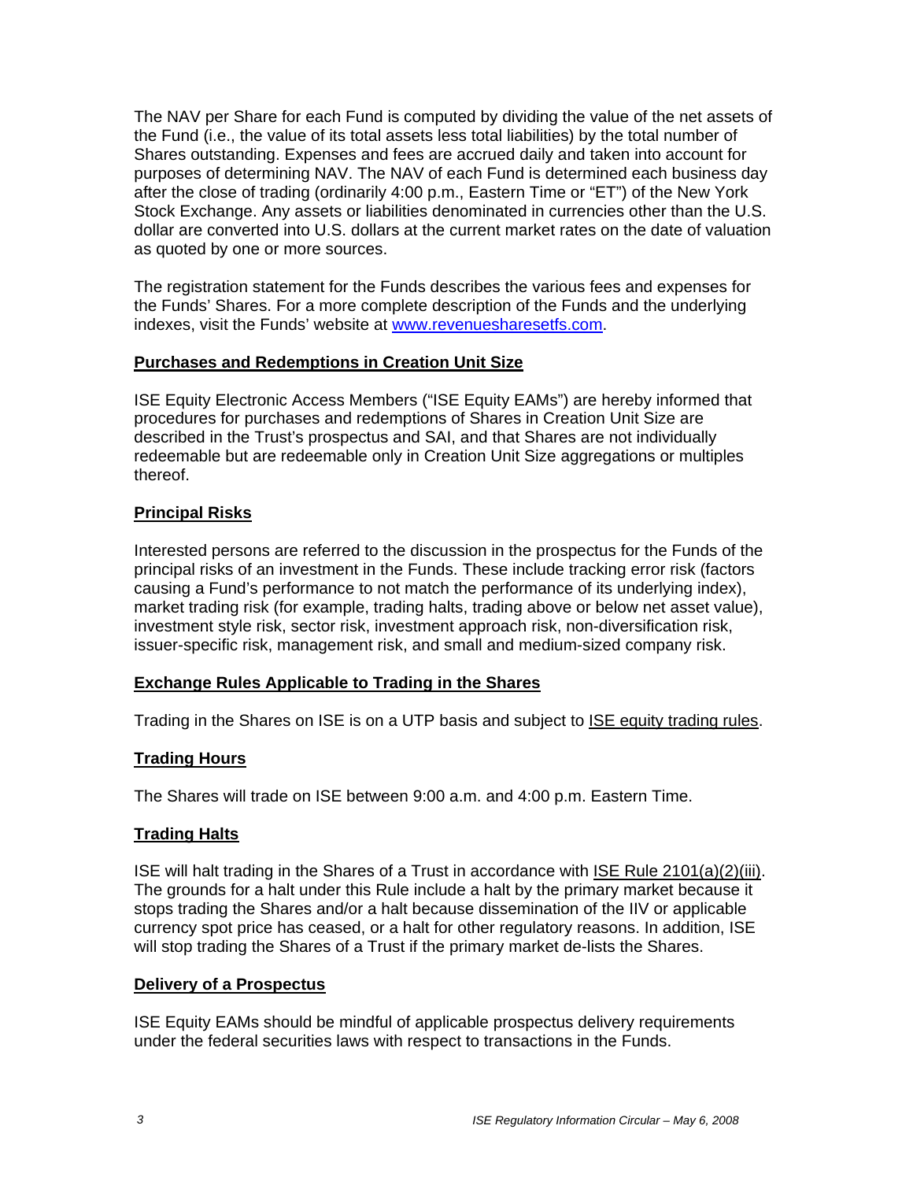The NAV per Share for each Fund is computed by dividing the value of the net assets of the Fund (i.e., the value of its total assets less total liabilities) by the total number of Shares outstanding. Expenses and fees are accrued daily and taken into account for purposes of determining NAV. The NAV of each Fund is determined each business day after the close of trading (ordinarily 4:00 p.m., Eastern Time or "ET") of the New York Stock Exchange. Any assets or liabilities denominated in currencies other than the U.S. dollar are converted into U.S. dollars at the current market rates on the date of valuation as quoted by one or more sources.

The registration statement for the Funds describes the various fees and expenses for the Funds' Shares. For a more complete description of the Funds and the underlying indexes, visit the Funds' website at www.revenuesharesetfs.com.

## Purchases and Redemptions in Creation Unit Size

ISE Equity Electronic Access Members ("ISE Equity EAMs") are hereby informed that procedures for purchases and redemptions of Shares in Creation Unit Size are described in the Trust's prospectus and SAI, and that Shares are not individually redeemable but are redeemable only in Creation Unit Size aggregations or multiples thereof.

## Principal Risks

Interested persons are referred to the discussion in the prospectus for the Funds of the principal risks of an investment in the Funds. These include tracking error risk (factors causing a Fund's performance to not match the performance of its underlying index), market trading risk (for example, trading halts, trading above or below net asset value), investment style risk, sector risk, investment approach risk, non-diversification risk, issuer-specific risk, management risk, and small and medium-sized company risk.

## Exchange Rules Applicable to Trading in the Shares

Trading in the Shares on ISE is on a UTP basis and subject to ISE equity trading rules.

## Trading Hours

The Shares will trade on ISE between 9:00 a.m. and 4:00 p.m. Eastern Time.

## Trading Halts

ISE will halt trading in the Shares of a Trust in accordance with ISE Rule 2101(a)(2)(iii). The grounds for a halt under this Rule include a halt by the primary market because it stops trading the Shares and/or a halt because dissemination of the IIV or applicable currency spot price has ceased, or a halt for other regulatory reasons. In addition, ISE will stop trading the Shares of a Trust if the primary market de-lists the Shares.

## Delivery of a Prospectus

ISE Equity EAMs should be mindful of applicable prospectus delivery requirements under the federal securities laws with respect to transactions in the Funds.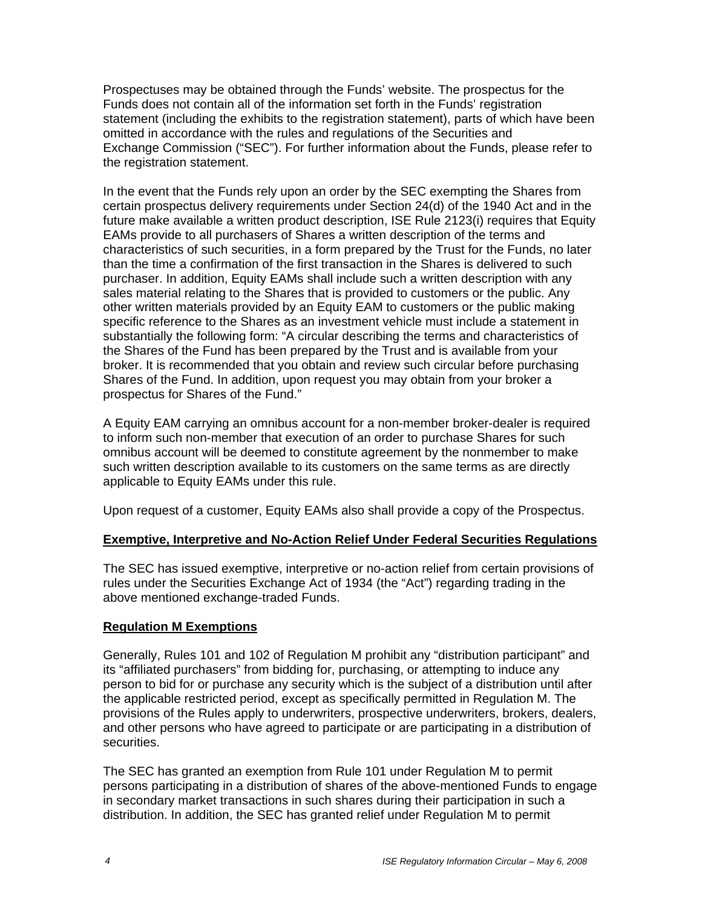Prospectuses may be obtained through the Funds' website. The prospectus for the Funds does not contain all of the information set forth in the Funds' registration statement (including the exhibits to the registration statement), parts of which have been omitted in accordance with the rules and regulations of the Securities and Exchange Commission ("SEC"). For further information about the Funds, please refer to the registration statement.

In the event that the Funds rely upon an order by the SEC exempting the Shares from certain prospectus delivery requirements under Section 24(d) of the 1940 Act and in the future make available a written product description, ISE Rule 2123(i) requires that Equity EAMs provide to all purchasers of Shares a written description of the terms and characteristics of such securities, in a form prepared by the Trust for the Funds, no later than the time a confirmation of the first transaction in the Shares is delivered to such purchaser. In addition, Equity EAMs shall include such a written description with any sales material relating to the Shares that is provided to customers or the public. Any other written materials provided by an Equity EAM to customers or the public making specific reference to the Shares as an investment vehicle must include a statement in substantially the following form: "A circular describing the terms and characteristics of the Shares of the Fund has been prepared by the Trust and is available from your broker. It is recommended that you obtain and review such circular before purchasing Shares of the Fund. In addition, upon request you may obtain from your broker a prospectus for Shares of the Fund."

A Equity EAM carrying an omnibus account for a non-member broker-dealer is required to inform such non-member that execution of an order to purchase Shares for such omnibus account will be deemed to constitute agreement by the nonmember to make such written description available to its customers on the same terms as are directly applicable to Equity EAMs under this rule.

Upon request of a customer, Equity EAMs also shall provide a copy of the Prospectus.

**Exemptive, Interpretive and No-Action Relief Under Federal Securities Regulations**

The SEC has issued exemptive, interpretive or no-action relief from certain provisions of rules under the Securities Exchange Act of 1934 (the "Act") regarding trading in the above mentioned exchange-traded Funds.

**Regulation M Exemptions**

Generally, Rules 101 and 102 of Regulation M prohibit any "distribution participant" and its "affiliated purchasers" from bidding for, purchasing, or attempting to induce any person to bid for or purchase any security which is the subject of a distribution until after the applicable restricted period, except as specifically permitted in Regulation M. The provisions of the Rules apply to underwriters, prospective underwriters, brokers, dealers, and other persons who have agreed to participate or are participating in a distribution of securities.

The SEC has granted an exemption from Rule 101 under Regulation M to permit persons participating in a distribution of shares of the above-mentioned Funds to engage in secondary market transactions in such shares during their participation in such a distribution. In addition, the SEC has granted relief under Regulation M to permit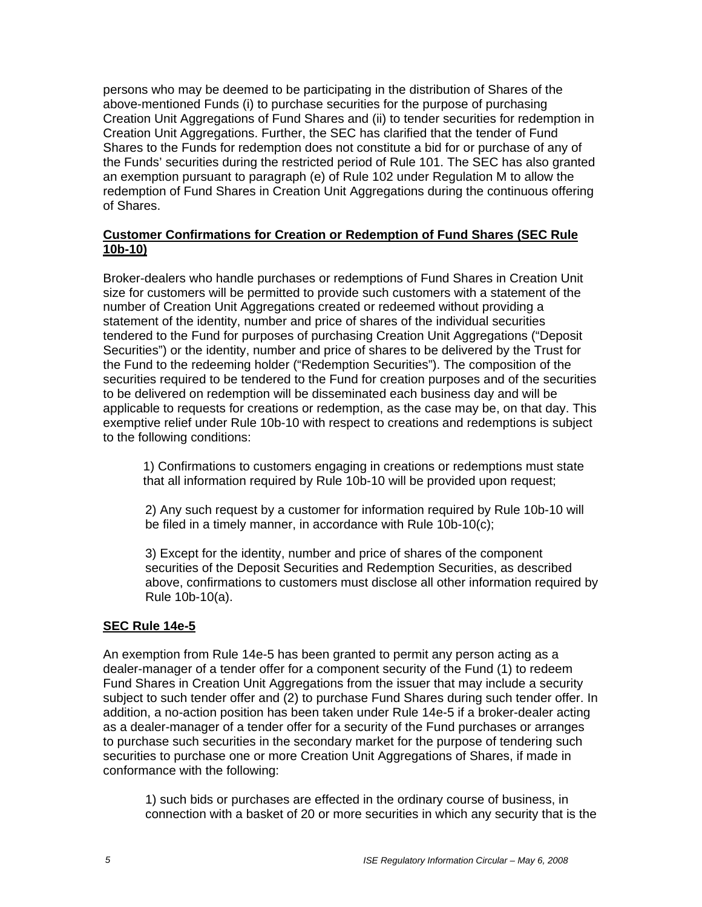persons who may be deemed to be participating in the distribution of Shares of the above-mentioned Funds (i) to purchase securities for the purpose of purchasing Creation Unit Aggregations of Fund Shares and (ii) to tender securities for redemption in Creation Unit Aggregations. Further, the SEC has clarified that the tender of Fund Shares to the Funds for redemption does not constitute a bid for or purchase of any of the Funds' securities during the restricted period of Rule 101. The SEC has also granted an exemption pursuant to paragraph (e) of Rule 102 under Regulation M to allow the redemption of Fund Shares in Creation Unit Aggregations during the continuous offering of Shares.

## Customer Confirmations for Creation or Redemption of Fund Shares (SEC Rule 10b-10)

Broker-dealers who handle purchases or redemptions of Fund Shares in Creation Unit size for customers will be permitted to provide such customers with a statement of the number of Creation Unit Aggregations created or redeemed without providing a statement of the identity, number and price of shares of the individual securities tendered to the Fund for purposes of purchasing Creation Unit Aggregations ("Deposit Securities") or the identity, number and price of shares to be delivered by the Trust for the Fund to the redeeming holder ("Redemption Securities"). The composition of the securities required to be tendered to the Fund for creation purposes and of the securities to be delivered on redemption will be disseminated each business day and will be applicable to requests for creations or redemption, as the case may be, on that day. This exemptive relief under Rule 10b-10 with respect to creations and redemptions is subject to the following conditions:

1) Confirmations to customers engaging in creations or redemptions must state that all information required by Rule 10b-10 will be provided upon request;

2) Any such request by a customer for information required by Rule 10b-10 will be filed in a timely manner, in accordance with Rule 10b-10(c);

3) Except for the identity, number and price of shares of the component securities of the Deposit Securities and Redemption Securities, as described above, confirmations to customers must disclose all other information required by Rule 10b-10(a).

## SEC Rule 14e-5

An exemption from Rule 14e-5 has been granted to permit any person acting as a dealer-manager of a tender offer for a component security of the Fund (1) to redeem Fund Shares in Creation Unit Aggregations from the issuer that may include a security subject to such tender offer and (2) to purchase Fund Shares during such tender offer. In addition, a no-action position has been taken under Rule 14e-5 if a broker-dealer acting as a dealer-manager of a tender offer for a security of the Fund purchases or arranges to purchase such securities in the secondary market for the purpose of tendering such securities to purchase one or more Creation Unit Aggregations of Shares, if made in conformance with the following:

1) such bids or purchases are effected in the ordinary course of business, in connection with a basket of 20 or more securities in which any security that is the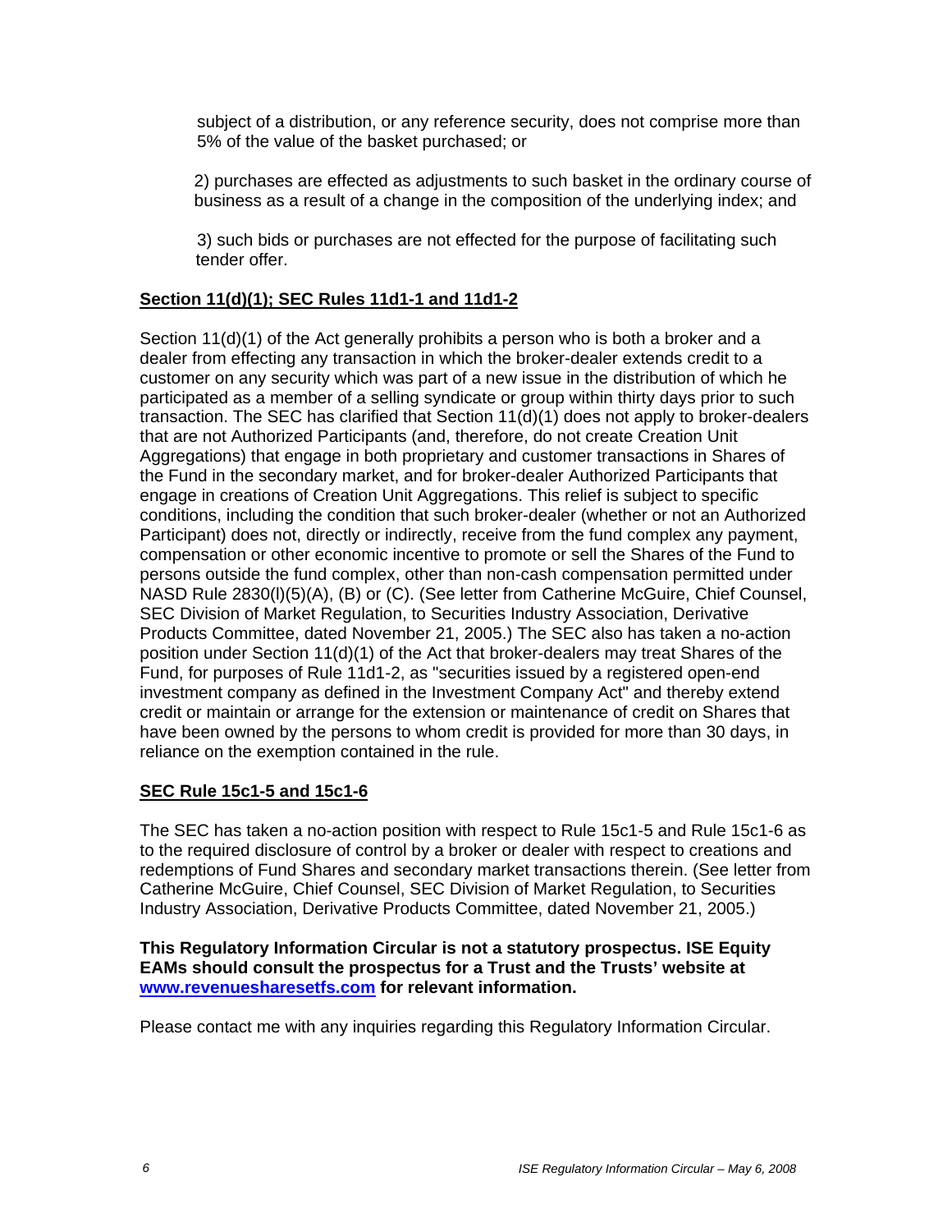subject of a distribution, or any reference security, does not comprise more than 5% of the value of the basket purchased; or

2) purchases are effected as adjustments to such basket in the ordinary course of business as a result of a change in the composition of the underlying index; and

3) such bids or purchases are not effected for the purpose of facilitating such tender offer.

**Section 11(d)(1); SEC Rules 11d1-1 and 11d1-2**

Section 11(d)(1) of the Act generally prohibits a person who is both a broker and a dealer from effecting any transaction in which the broker-dealer extends credit to a customer on any security which was part of a new issue in the distribution of which he participated as a member of a selling syndicate or group within thirty days prior to such transaction. The SEC has clarified that Section 11(d)(1) does not apply to broker-dealers that are not Authorized Participants (and, therefore, do not create Creation Unit Aggregations) that engage in both proprietary and customer transactions in Shares of the Fund in the secondary market, and for broker-dealer Authorized Participants that engage in creations of Creation Unit Aggregations. This relief is subject to specific conditions, including the condition that such broker-dealer (whether or not an Authorized Participant) does not, directly or indirectly, receive from the fund complex any payment, compensation or other economic incentive to promote or sell the Shares of the Fund to persons outside the fund complex, other than non-cash compensation permitted under NASD Rule 2830(l)(5)(A), (B) or (C). (See letter from Catherine McGuire, Chief Counsel, SEC Division of Market Regulation, to Securities Industry Association, Derivative Products Committee, dated November 21, 2005.) The SEC also has taken a no-action position under Section 11(d)(1) of the Act that broker-dealers may treat Shares of the Fund, for purposes of Rule 11d1-2, as "securities issued by a registered open-end investment company as defined in the Investment Company Act" and thereby extend credit or maintain or arrange for the extension or maintenance of credit on Shares that have been owned by the persons to whom credit is provided for more than 30 days, in reliance on the exemption contained in the rule.

**SEC Rule 15c1-5 and 15c1-6**

The SEC has taken a no-action position with respect to Rule 15c1-5 and Rule 15c1-6 as to the required disclosure of control by a broker or dealer with respect to creations and redemptions of Fund Shares and secondary market transactions therein. (See letter from Catherine McGuire, Chief Counsel, SEC Division of Market Regulation, to Securities Industry Association, Derivative Products Committee, dated November 21, 2005.)

**This Regulatory Information Circular is not a statutory prospectus. ISE Equity EAMs should consult the prospectus for a Trust and the Trusts' website at [www.revenuesharesetfs.com](http://www.revenuesharesetfs.com) for relevant information.**

Please contact me with any inquiries regarding this Regulatory Information Circular.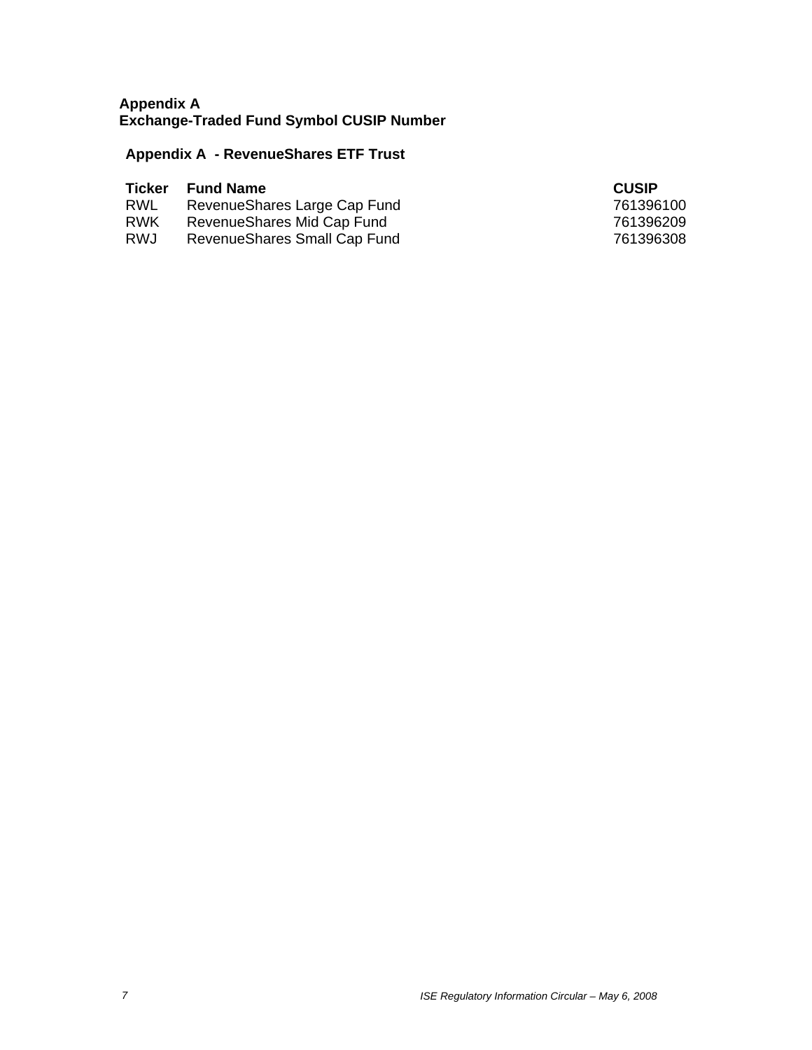## Appendix A
## Exchange-Traded Fund Symbol CUSIP Number

### Appendix A - RevenueShares ETF Trust

| Ticker | Fund Name | CUSIP |
|---|---|---|
| RWL | RevenueShares Large Cap Fund | 761396100 |
| RWK | RevenueShares Mid Cap Fund | 761396209 |
| RWJ | RevenueShares Small Cap Fund | 761396308 |